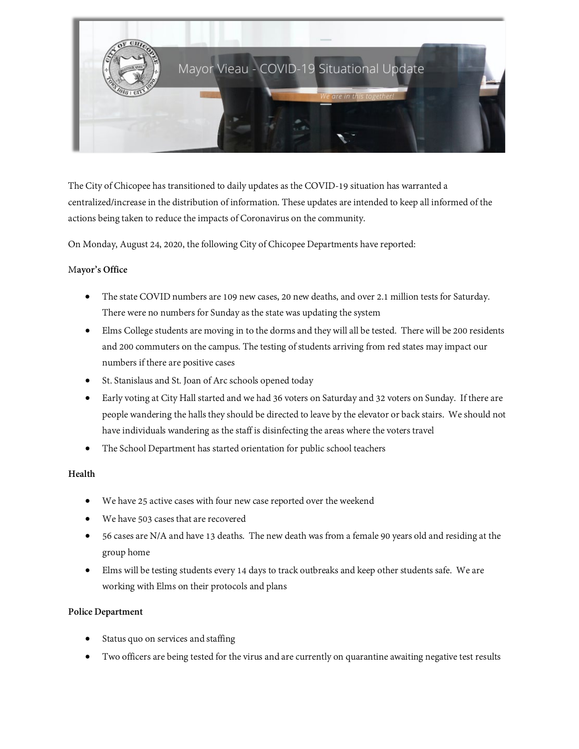Mayor Vieau - COVID-19 Situational Update

We are in this together!

The City of Chicopee has transitioned to daily updates as the COVID-19 situation has warranted a centralized/increase in the distribution of information. These updates are intended to keep all informed of the actions being taken to reduce the impacts of Coronavirus on the community.

On Monday, August 24, 2020, the following City of Chicopee Departments have reported:

**Mayor's Office**

- The state COVID numbers are 109 new cases, 20 new deaths, and over 2.1 million tests for Saturday. There were no numbers for Sunday as the state was updating the system
- Elms College students are moving in to the dorms and they will all be tested. There will be 200 residents and 200 commuters on the campus. The testing of students arriving from red states may impact our numbers if there are positive cases
- St. Stanislaus and St. Joan of Arc schools opened today
- Early voting at City Hall started and we had 36 voters on Saturday and 32 voters on Sunday. If there are people wandering the halls they should be directed to leave by the elevator or back stairs. We should not have individuals wandering as the staff is disinfecting the areas where the voters travel
- The School Department has started orientation for public school teachers

**Health**

- We have 25 active cases with four new case reported over the weekend
- We have 503 cases that are recovered
- 56 cases are N/A and have 13 deaths. The new death was from a female 90 years old and residing at the group home
- Elms will be testing students every 14 days to track outbreaks and keep other students safe. We are working with Elms on their protocols and plans

**Police Department**

- Status quo on services and staffing
- Two officers are being tested for the virus and are currently on quarantine awaiting negative test results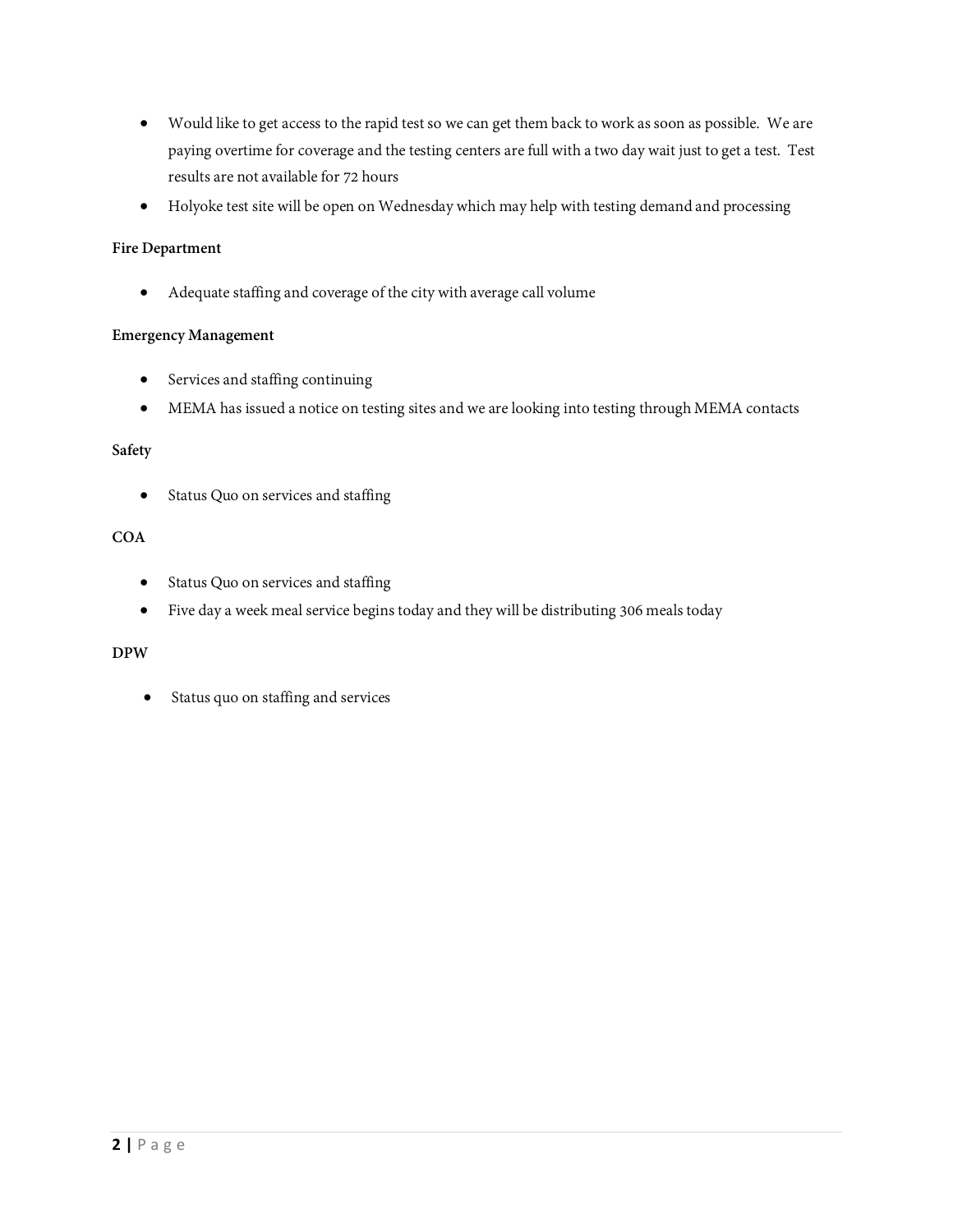- Would like to get access to the rapid test so we can get them back to work as soon as possible. We are paying overtime for coverage and the testing centers are full with a two day wait just to get a test. Test results are not available for 72 hours
- Holyoke test site will be open on Wednesday which may help with testing demand and processing

**Fire Department**

- Adequate staffing and coverage of the city with average call volume

**Emergency Management**

- Services and staffing continuing
- MEMA has issued a notice on testing sites and we are looking into testing through MEMA contacts

**Safety**

- Status Quo on services and staffing

**COA**

- Status Quo on services and staffing
- Five day a week meal service begins today and they will be distributing 306 meals today

**DPW**

- Status quo on staffing and services